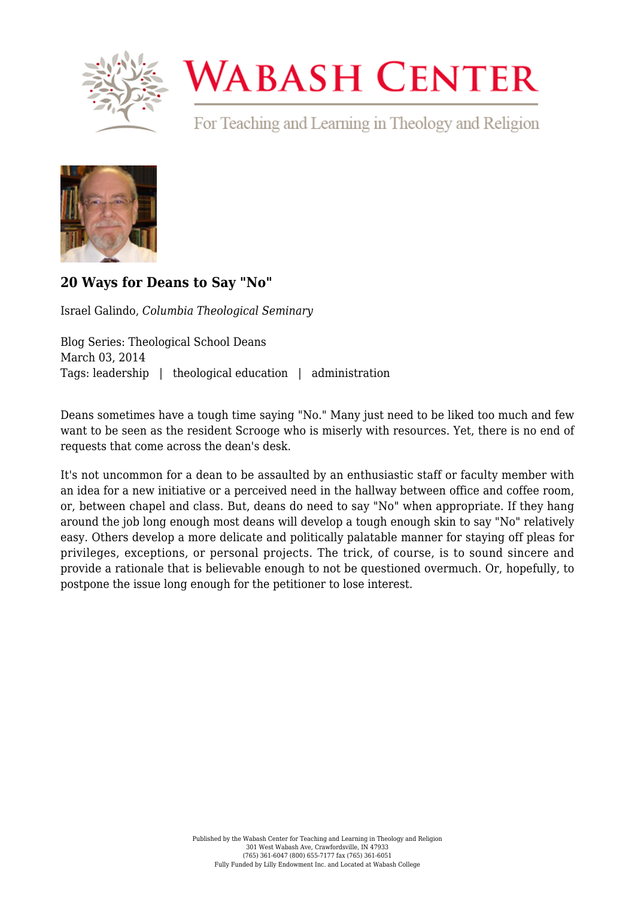# 20 Ways for Deans to Say "No"

Israel Galindo, *Columbia Theological Seminary*

Blog Series: Theological School Deans
March 03, 2014
Tags: leadership | theological education | administration

Deans sometimes have a tough time saying "No." Many just need to be liked too much and few want to be seen as the resident Scrooge who is miserly with resources. Yet, there is no end of requests that come across the dean's desk.

It's not uncommon for a dean to be assaulted by an enthusiastic staff or faculty member with an idea for a new initiative or a perceived need in the hallway between office and coffee room, or, between chapel and class. But, deans do need to say "No" when appropriate. If they hang around the job long enough most deans will develop a tough enough skin to say "No" relatively easy. Others develop a more delicate and politically palatable manner for staying off pleas for privileges, exceptions, or personal projects. The trick, of course, is to sound sincere and provide a rationale that is believable enough to not be questioned overmuch. Or, hopefully, to postpone the issue long enough for the petitioner to lose interest.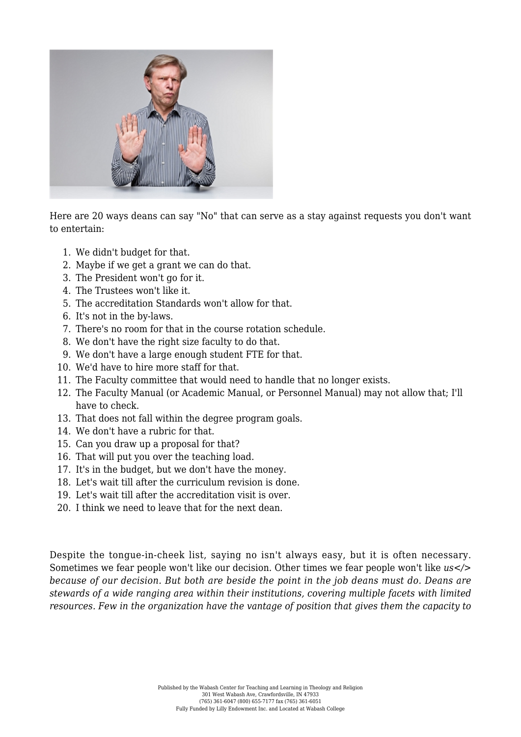Here are 20 ways deans can say "No" that can serve as a stay against requests you don't want to entertain:

1. We didn't budget for that.
2. Maybe if we get a grant we can do that.
3. The President won't go for it.
4. The Trustees won't like it.
5. The accreditation Standards won't allow for that.
6. It's not in the by-laws.
7. There's no room for that in the course rotation schedule.
8. We don't have the right size faculty to do that.
9. We don't have a large enough student FTE for that.
10. We'd have to hire more staff for that.
11. The Faculty committee that would need to handle that no longer exists.
12. The Faculty Manual (or Academic Manual, or Personnel Manual) may not allow that; I'll have to check.
13. That does not fall within the degree program goals.
14. We don't have a rubric for that.
15. Can you draw up a proposal for that?
16. That will put you over the teaching load.
17. It's in the budget, but we don't have the money.
18. Let's wait till after the curriculum revision is done.
19. Let's wait till after the accreditation visit is over.
20. I think we need to leave that for the next dean.

Despite the tongue-in-cheek list, saying no isn't always easy, but it is often necessary. Sometimes we fear people won't like our decision. Other times we fear people won't like *us</> because of our decision. But both are beside the point in the job deans must do. Deans are stewards of a wide ranging area within their institutions, covering multiple facets with limited resources. Few in the organization have the vantage of position that gives them the capacity to*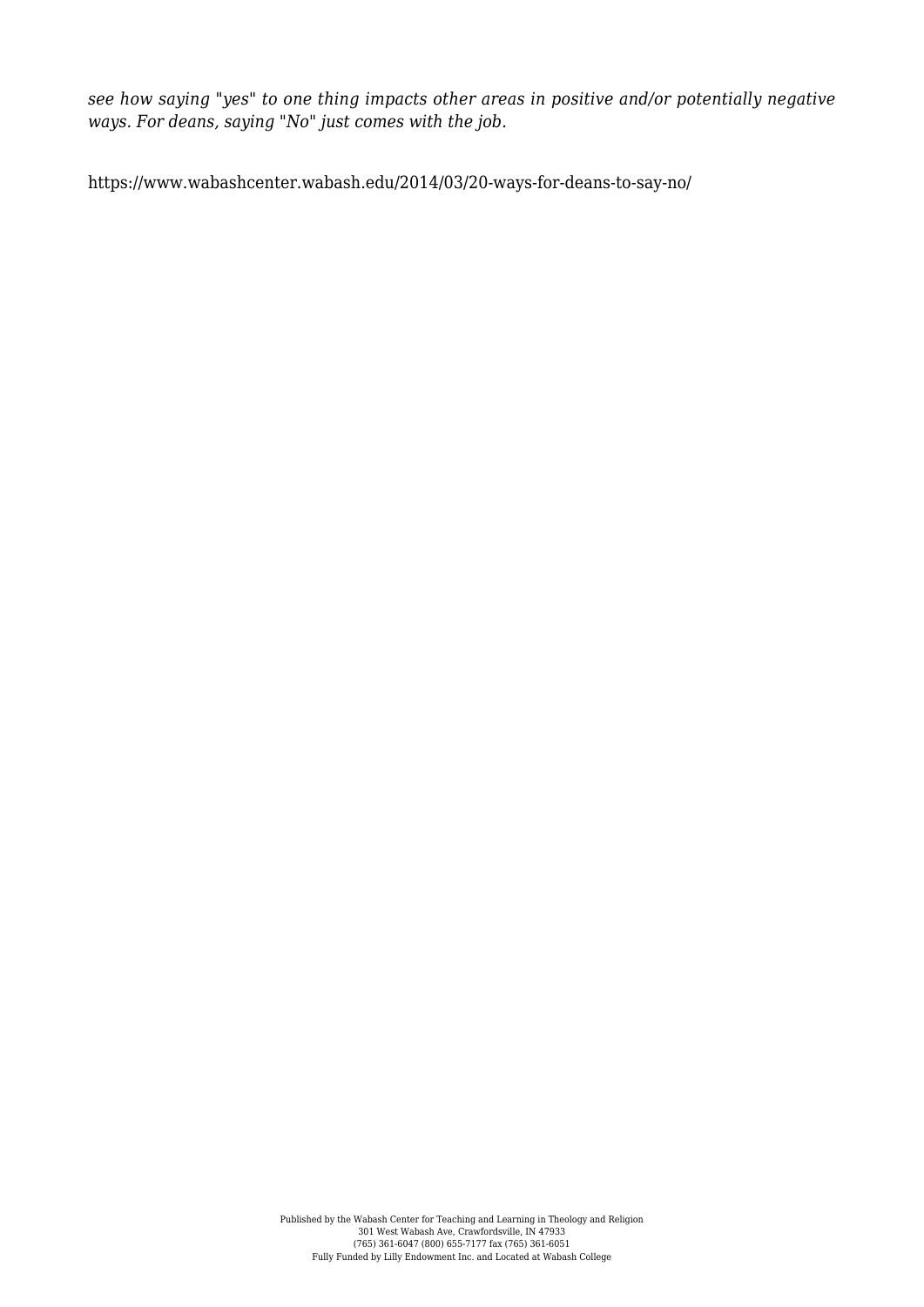*see how saying "yes" to one thing impacts other areas in positive and/or potentially negative ways. For deans, saying "No" just comes with the job.*

https://www.wabashcenter.wabash.edu/2014/03/20-ways-for-deans-to-say-no/